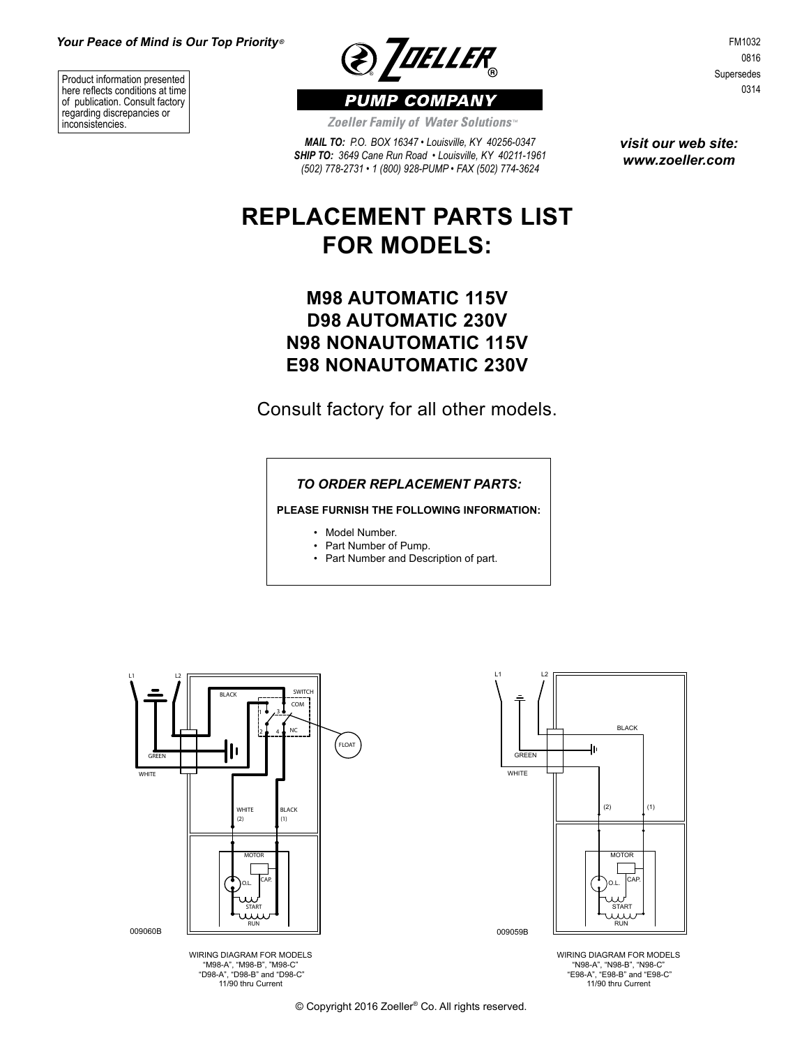*Your Peace of Mind is Our Top Priority®*

Product information presented here reflects conditions at time of publication. Consult factory regarding discrepancies or inconsistencies.

**ZOELLER® PUMP COMPANY**

*Zoeller Family of Water Solutions™*

*MAIL TO: P.O. BOX 16347 • Louisville, KY 40256-0347*
*SHIP TO: 3649 Cane Run Road • Louisville, KY 40211-1961*
*(502) 778-2731 • 1 (800) 928-PUMP • FAX (502) 774-3624*

FM1032
0816
Supersedes
0314

***visit our web site: www.zoeller.com***

# REPLACEMENT PARTS LIST FOR MODELS:

## M98 AUTOMATIC 115V
## D98 AUTOMATIC 230V
## N98 NONAUTOMATIC 115V
## E98 NONAUTOMATIC 230V

Consult factory for all other models.

*TO ORDER REPLACEMENT PARTS:*

**PLEASE FURNISH THE FOLLOWING INFORMATION:**

- Model Number.
- Part Number of Pump.
- Part Number and Description of part.

L1 L2 BLACK SWITCH COM 1 3 2 4 NC FLOAT GREEN WHITE WHITE (2) BLACK (1) MOTOR O.L. CAP. START RUN

009060B

WIRING DIAGRAM FOR MODELS
"M98-A", "M98-B", "M98-C"
"D98-A", "D98-B" and "D98-C"
11/90 thru Current

L1 L2 BLACK GREEN WHITE (2) (1) MOTOR O.L. CAP. START RUN

009059B

WIRING DIAGRAM FOR MODELS
"N98-A", "N98-B", "N98-C"
"E98-A", "E98-B" and "E98-C"
11/90 thru Current

© Copyright 2016 Zoeller® Co. All rights reserved.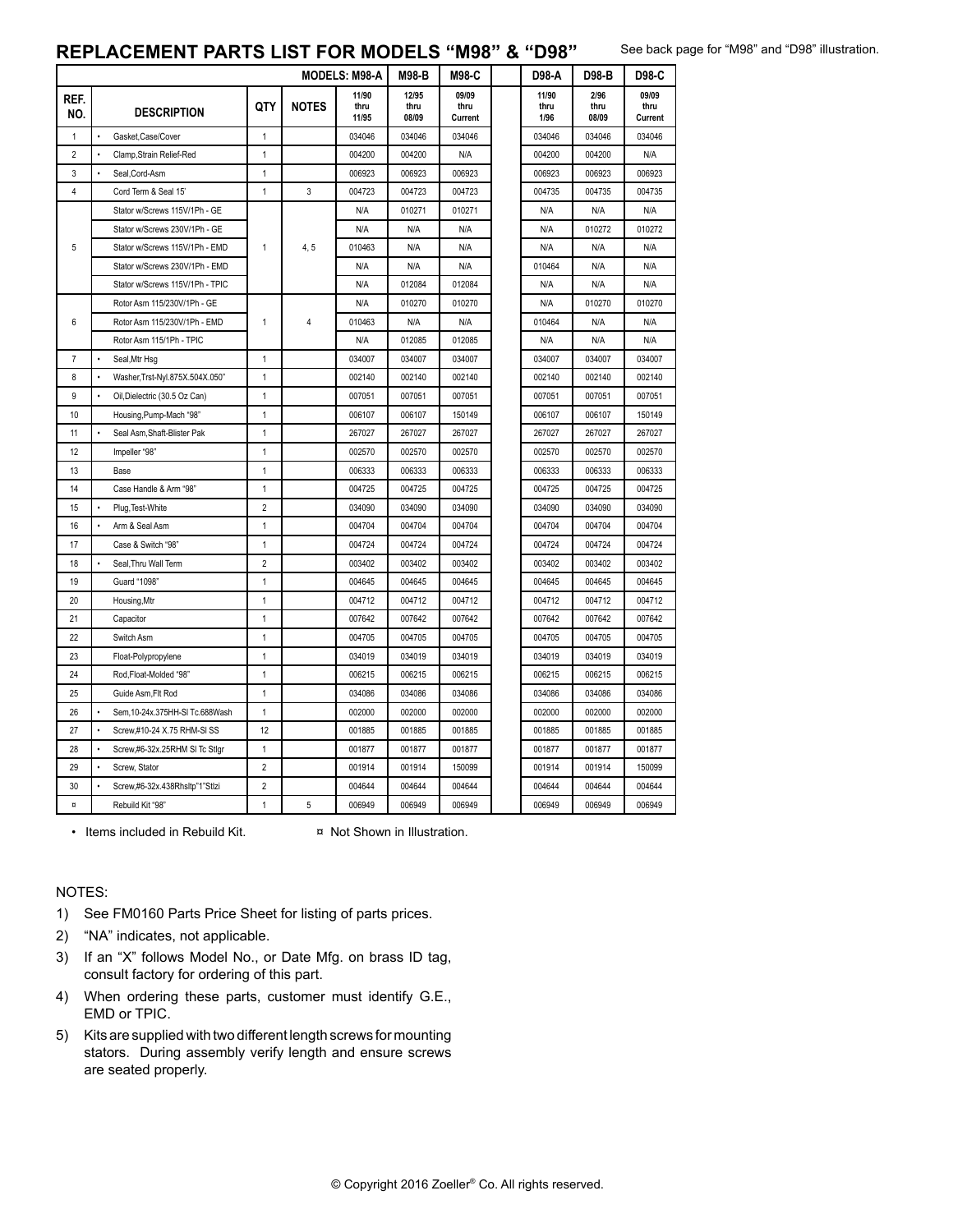## REPLACEMENT PARTS LIST FOR MODELS "M98" & "D98"

See back page for "M98" and "D98" illustration.

| REF. NO. | DESCRIPTION | QTY | NOTES | MODELS: M98-A 11/90 thru 11/95 | M98-B 12/95 thru 08/09 | M98-C 09/09 thru Current | D98-A 11/90 thru 1/96 | D98-B 2/96 thru 08/09 | D98-C 09/09 thru Current |
|---|---|---|---|---|---|---|---|---|---|
| 1 | • Gasket,Case/Cover | 1 | | 034046 | 034046 | 034046 | 034046 | 034046 | 034046 |
| 2 | • Clamp,Strain Relief-Red | 1 | | 004200 | 004200 | N/A | 004200 | 004200 | N/A |
| 3 | • Seal,Cord-Asm | 1 | | 006923 | 006923 | 006923 | 006923 | 006923 | 006923 |
| 4 | Cord Term & Seal 15' | 1 | 3 | 004723 | 004723 | 004723 | 004735 | 004735 | 004735 |
| 5 | Stator w/Screws 115V/1Ph - GE | 1 | 4, 5 | N/A | 010271 | 010271 | N/A | N/A | N/A |
| | Stator w/Screws 230V/1Ph - GE | | | N/A | N/A | N/A | N/A | 010272 | 010272 |
| | Stator w/Screws 115V/1Ph - EMD | | | 010463 | N/A | N/A | N/A | N/A | N/A |
| | Stator w/Screws 230V/1Ph - EMD | | | N/A | N/A | N/A | 010464 | N/A | N/A |
| | Stator w/Screws 115V/1Ph - TPIC | | | N/A | 012084 | 012084 | N/A | N/A | N/A |
| 6 | Rotor Asm 115/230V/1Ph - GE | 1 | 4 | N/A | 010270 | 010270 | N/A | 010270 | 010270 |
| | Rotor Asm 115/230V/1Ph - EMD | | | 010463 | N/A | N/A | 010464 | N/A | N/A |
| | Rotor Asm 115/1Ph - TPIC | | | N/A | 012085 | 012085 | N/A | N/A | N/A |
| 7 | • Seal,Mtr Hsg | 1 | | 034007 | 034007 | 034007 | 034007 | 034007 | 034007 |
| 8 | • Washer,Trst-Nyl.875X.504X.050" | 1 | | 002140 | 002140 | 002140 | 002140 | 002140 | 002140 |
| 9 | • Oil,Dielectric (30.5 Oz Can) | 1 | | 007051 | 007051 | 007051 | 007051 | 007051 | 007051 |
| 10 | Housing,Pump-Mach "98" | 1 | | 006107 | 006107 | 150149 | 006107 | 006107 | 150149 |
| 11 | • Seal Asm,Shaft-Blister Pak | 1 | | 267027 | 267027 | 267027 | 267027 | 267027 | 267027 |
| 12 | Impeller "98" | 1 | | 002570 | 002570 | 002570 | 002570 | 002570 | 002570 |
| 13 | Base | 1 | | 006333 | 006333 | 006333 | 006333 | 006333 | 006333 |
| 14 | Case Handle & Arm "98" | 1 | | 004725 | 004725 | 004725 | 004725 | 004725 | 004725 |
| 15 | • Plug,Test-White | 2 | | 034090 | 034090 | 034090 | 034090 | 034090 | 034090 |
| 16 | • Arm & Seal Asm | 1 | | 004704 | 004704 | 004704 | 004704 | 004704 | 004704 |
| 17 | Case & Switch "98" | 1 | | 004724 | 004724 | 004724 | 004724 | 004724 | 004724 |
| 18 | • Seal,Thru Wall Term | 2 | | 003402 | 003402 | 003402 | 003402 | 003402 | 003402 |
| 19 | Guard "1098" | 1 | | 004645 | 004645 | 004645 | 004645 | 004645 | 004645 |
| 20 | Housing,Mtr | 1 | | 004712 | 004712 | 004712 | 004712 | 004712 | 004712 |
| 21 | Capacitor | 1 | | 007642 | 007642 | 007642 | 007642 | 007642 | 007642 |
| 22 | Switch Asm | 1 | | 004705 | 004705 | 004705 | 004705 | 004705 | 004705 |
| 23 | Float-Polypropylene | 1 | | 034019 | 034019 | 034019 | 034019 | 034019 | 034019 |
| 24 | Rod,Float-Molded "98" | 1 | | 006215 | 006215 | 006215 | 006215 | 006215 | 006215 |
| 25 | Guide Asm,Flt Rod | 1 | | 034086 | 034086 | 034086 | 034086 | 034086 | 034086 |
| 26 | • Sem,10-24x.375HH-Sl Tc.688Wash | 1 | | 002000 | 002000 | 002000 | 002000 | 002000 | 002000 |
| 27 | • Screw,#10-24 X.75 RHM-Sl SS | 12 | | 001885 | 001885 | 001885 | 001885 | 001885 | 001885 |
| 28 | • Screw,#6-32x.25RHM Sl Tc Stlgr | 1 | | 001877 | 001877 | 001877 | 001877 | 001877 | 001877 |
| 29 | • Screw, Stator | 2 | | 001914 | 001914 | 150099 | 001914 | 001914 | 150099 |
| 30 | • Screw,#6-32x.438Rhsltp"1"Stlzi | 2 | | 004644 | 004644 | 004644 | 004644 | 004644 | 004644 |
| ¤ | Rebuild Kit "98" | 1 | 5 | 006949 | 006949 | 006949 | 006949 | 006949 | 006949 |

• Items included in Rebuild Kit. ¤ Not Shown in Illustration.

NOTES:

1) See FM0160 Parts Price Sheet for listing of parts prices.
2) "NA" indicates, not applicable.
3) If an "X" follows Model No., or Date Mfg. on brass ID tag, consult factory for ordering of this part.
4) When ordering these parts, customer must identify G.E., EMD or TPIC.
5) Kits are supplied with two different length screws for mounting stators. During assembly verify length and ensure screws are seated properly.

© Copyright 2016 Zoeller® Co. All rights reserved.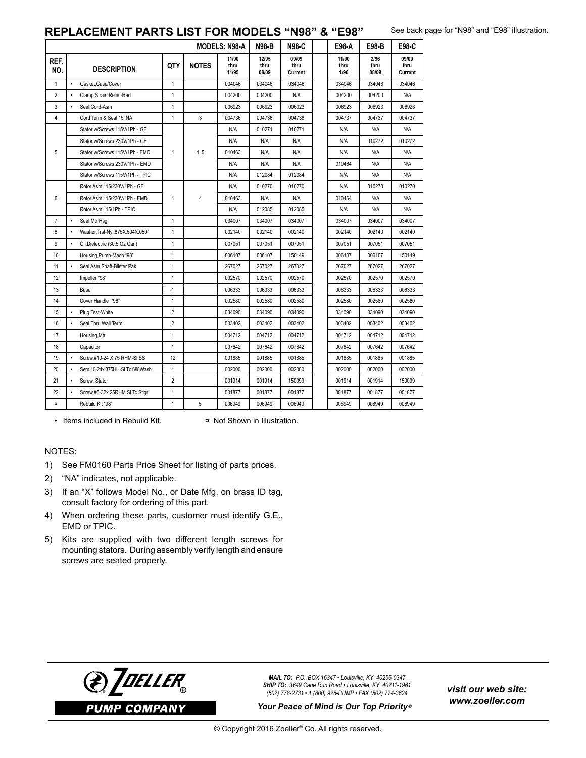## REPLACEMENT PARTS LIST FOR MODELS "N98" & "E98"

See back page for "N98" and "E98" illustration.

| REF. NO. | DESCRIPTION | QTY | NOTES | N98-A 11/90 thru 11/95 | N98-B 12/95 thru 08/09 | N98-C 09/09 thru Current | E98-A 11/90 thru 1/96 | E98-B 2/96 thru 08/09 | E98-C 09/09 thru Current |
|---|---|---|---|---|---|---|---|---|---|
| 1 | • Gasket,Case/Cover | 1 | | 034046 | 034046 | 034046 | 034046 | 034046 | 034046 |
| 2 | • Clamp,Strain Relief-Red | 1 | | 004200 | 004200 | N/A | 004200 | 004200 | N/A |
| 3 | • Seal,Cord-Asm | 1 | | 006923 | 006923 | 006923 | 006923 | 006923 | 006923 |
| 4 | Cord Term & Seal 15' NA | 1 | 3 | 004736 | 004736 | 004736 | 004737 | 004737 | 004737 |
| 5 | Stator w/Screws 115V/1Ph - GE | 1 | 4, 5 | N/A | 010271 | 010271 | N/A | N/A | N/A |
| | Stator w/Screws 230V/1Ph - GE | | | N/A | N/A | N/A | N/A | 010272 | 010272 |
| | Stator w/Screws 115V/1Ph - EMD | | | 010463 | N/A | N/A | N/A | N/A | N/A |
| | Stator w/Screws 230V/1Ph - EMD | | | N/A | N/A | N/A | 010464 | N/A | N/A |
| | Stator w/Screws 115V/1Ph - TPIC | | | N/A | 012084 | 012084 | N/A | N/A | N/A |
| 6 | Rotor Asm 115/230V/1Ph - GE | 1 | 4 | N/A | 010270 | 010270 | N/A | 010270 | 010270 |
| | Rotor Asm 115/230V/1Ph - EMD | | | 010463 | N/A | N/A | 010464 | N/A | N/A |
| | Rotor Asm 115/1Ph - TPIC | | | N/A | 012085 | 012085 | N/A | N/A | N/A |
| 7 | • Seal,Mtr Hsg | 1 | | 034007 | 034007 | 034007 | 034007 | 034007 | 034007 |
| 8 | • Washer,Trst-Nyl.875X.504X.050" | 1 | | 002140 | 002140 | 002140 | 002140 | 002140 | 002140 |
| 9 | • Oil,Dielectric (30.5 Oz Can) | 1 | | 007051 | 007051 | 007051 | 007051 | 007051 | 007051 |
| 10 | Housing,Pump-Mach "98" | 1 | | 006107 | 006107 | 150149 | 006107 | 006107 | 150149 |
| 11 | • Seal Asm,Shaft-Blister Pak | 1 | | 267027 | 267027 | 267027 | 267027 | 267027 | 267027 |
| 12 | Impeller "98" | 1 | | 002570 | 002570 | 002570 | 002570 | 002570 | 002570 |
| 13 | Base | 1 | | 006333 | 006333 | 006333 | 006333 | 006333 | 006333 |
| 14 | Cover Handle "98" | 1 | | 002580 | 002580 | 002580 | 002580 | 002580 | 002580 |
| 15 | • Plug,Test-White | 2 | | 034090 | 034090 | 034090 | 034090 | 034090 | 034090 |
| 16 | • Seal,Thru Wall Term | 2 | | 003402 | 003402 | 003402 | 003402 | 003402 | 003402 |
| 17 | Housing,Mtr | 1 | | 004712 | 004712 | 004712 | 004712 | 004712 | 004712 |
| 18 | Capacitor | 1 | | 007642 | 007642 | 007642 | 007642 | 007642 | 007642 |
| 19 | • Screw,#10-24 X.75 RHM-Sl SS | 12 | | 001885 | 001885 | 001885 | 001885 | 001885 | 001885 |
| 20 | • Sem,10-24x.375HH-Sl Tc.688Wash | 1 | | 002000 | 002000 | 002000 | 002000 | 002000 | 002000 |
| 21 | • Screw, Stator | 2 | | 001914 | 001914 | 150099 | 001914 | 001914 | 150099 |
| 22 | • Screw,#6-32x.25RHM Sl Tc Stlgr | 1 | | 001877 | 001877 | 001877 | 001877 | 001877 | 001877 |
| ¤ | Rebuild Kit "98" | 1 | 5 | 006949 | 006949 | 006949 | 006949 | 006949 | 006949 |

• Items included in Rebuild Kit. ¤ Not Shown in Illustration.

NOTES:

1) See FM0160 Parts Price Sheet for listing of parts prices.
2) "NA" indicates, not applicable.
3) If an "X" follows Model No., or Date Mfg. on brass ID tag, consult factory for ordering of this part.
4) When ordering these parts, customer must identify G.E., EMD or TPIC.
5) Kits are supplied with two different length screws for mounting stators. During assembly verify length and ensure screws are seated properly.

ZOELLER® PUMP COMPANY

***MAIL TO:** P.O. BOX 16347 • Louisville, KY 40256-0347*
***SHIP TO:** 3649 Cane Run Road • Louisville, KY 40211-1961*
*(502) 778-2731 • 1 (800) 928-PUMP • FAX (502) 774-3624*

***Your Peace of Mind is Our Top Priority®***

***visit our web site: www.zoeller.com***

© Copyright 2016 Zoeller® Co. All rights reserved.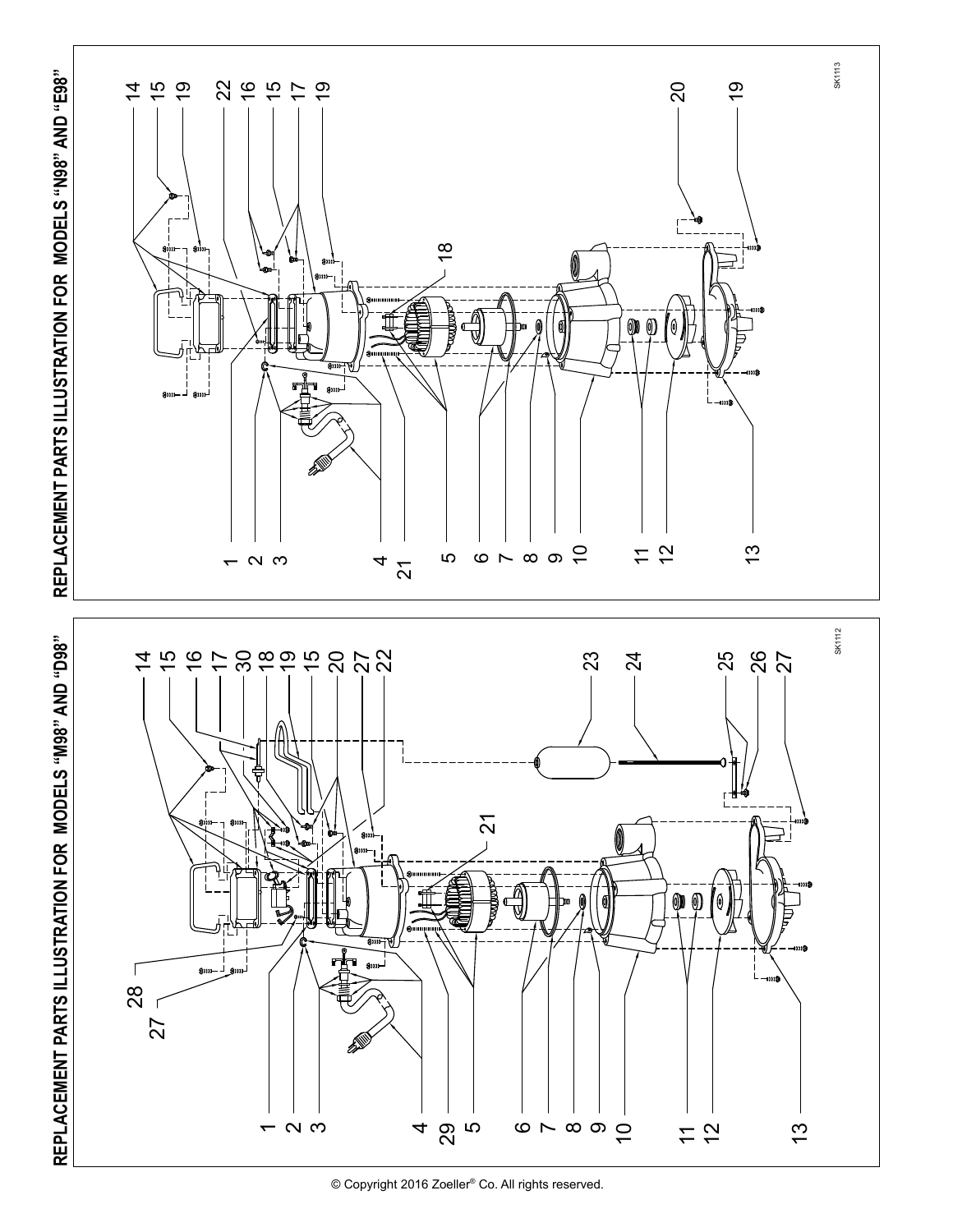## REPLACEMENT PARTS ILLUSTRATION FOR MODELS "M98" AND "D98"

14
15
16
17
30
18
19
15
20
27
22
28
27
21
1
2
3
4
29
5
6
7
8
9
10
11
12
13
23
24
25
26
27

SK1112

## REPLACEMENT PARTS ILLUSTRATION FOR MODELS "N98" AND "E98"

14
15
19
22
16
15
17
19
18
1
2
3
4
21
5
6
7
8
9
10
11
12
13
20
19

SK1113

© Copyright 2016 Zoeller® Co. All rights reserved.